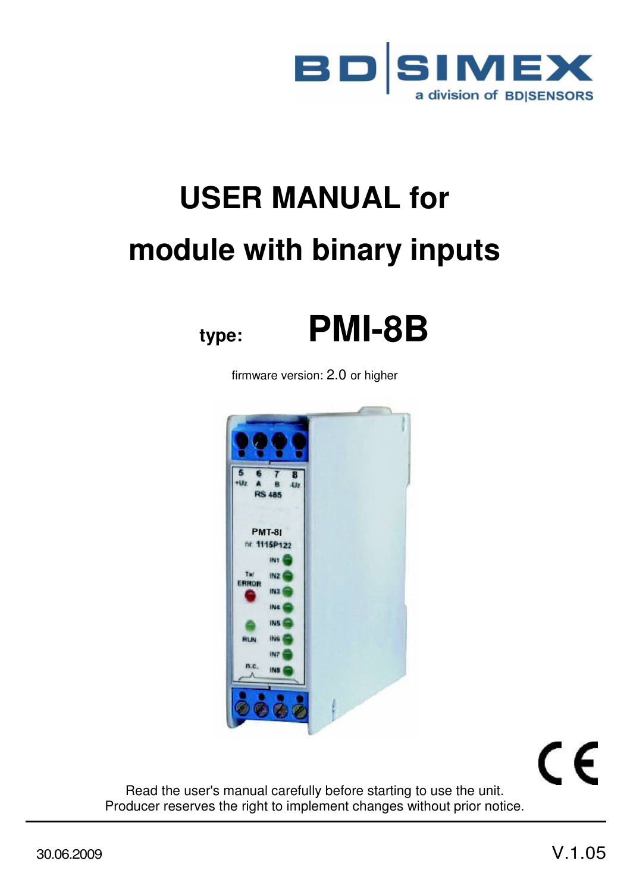BD|SIMEX

a division of BD|SENSORS

# USER MANUAL for

# module with binary inputs

**type:** **PMI-8B**

firmware version: 2.0 or higher

Read the user's manual carefully before starting to use the unit.
Producer reserves the right to implement changes without prior notice.

30.06.2009

V.1.05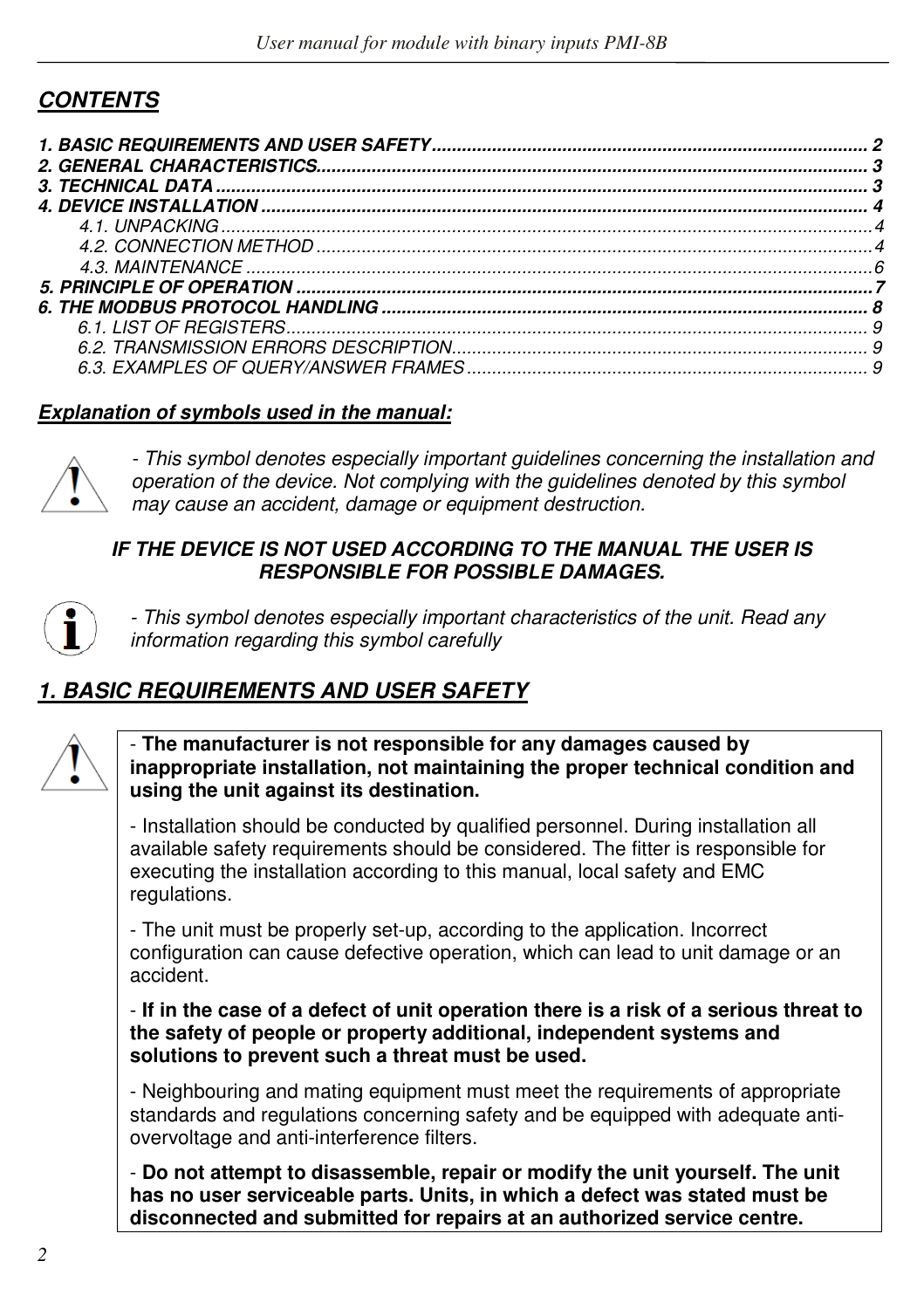## *CONTENTS*

***1. BASIC REQUIREMENTS AND USER SAFETY ........ 2***
***2. GENERAL CHARACTERISTICS ........ 3***
***3. TECHNICAL DATA ........ 3***
***4. DEVICE INSTALLATION ........ 4***
*4.1. UNPACKING ........ 4*
*4.2. CONNECTION METHOD ........ 4*
*4.3. MAINTENANCE ........ 6*
***5. PRINCIPLE OF OPERATION ........ 7***
***6. THE MODBUS PROTOCOL HANDLING ........ 8***
*6.1. LIST OF REGISTERS ........ 9*
*6.2. TRANSMISSION ERRORS DESCRIPTION ........ 9*
*6.3. EXAMPLES OF QUERY/ANSWER FRAMES ........ 9*

***Explanation of symbols used in the manual:***

*- This symbol denotes especially important guidelines concerning the installation and operation of the device. Not complying with the guidelines denoted by this symbol may cause an accident, damage or equipment destruction.*

***IF THE DEVICE IS NOT USED ACCORDING TO THE MANUAL THE USER IS RESPONSIBLE FOR POSSIBLE DAMAGES.***

*- This symbol denotes especially important characteristics of the unit. Read any information regarding this symbol carefully*

## *1. BASIC REQUIREMENTS AND USER SAFETY*

- **The manufacturer is not responsible for any damages caused by inappropriate installation, not maintaining the proper technical condition and using the unit against its destination.**

- Installation should be conducted by qualified personnel. During installation all available safety requirements should be considered. The fitter is responsible for executing the installation according to this manual, local safety and EMC regulations.

- The unit must be properly set-up, according to the application. Incorrect configuration can cause defective operation, which can lead to unit damage or an accident.

- **If in the case of a defect of unit operation there is a risk of a serious threat to the safety of people or property additional, independent systems and solutions to prevent such a threat must be used.**

- Neighbouring and mating equipment must meet the requirements of appropriate standards and regulations concerning safety and be equipped with adequate anti-overvoltage and anti-interference filters.

- **Do not attempt to disassemble, repair or modify the unit yourself. The unit has no user serviceable parts. Units, in which a defect was stated must be disconnected and submitted for repairs at an authorized service centre.**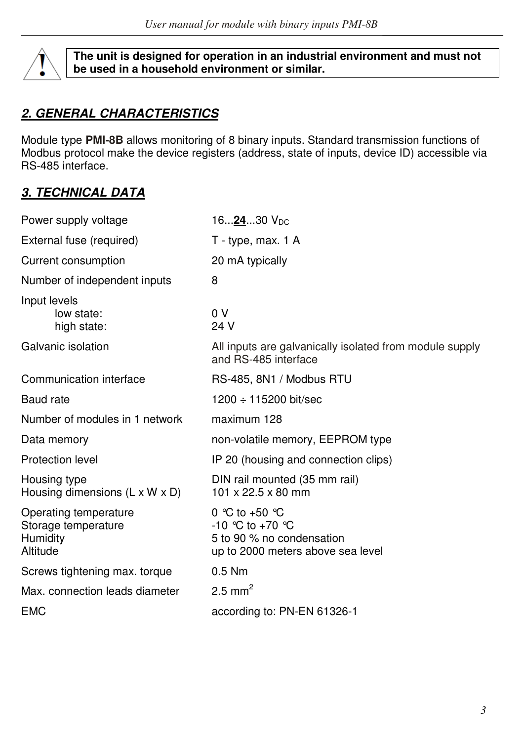**The unit is designed for operation in an industrial environment and must not be used in a household environment or similar.**

## *2. GENERAL CHARACTERISTICS*

Module type **PMI-8B** allows monitoring of 8 binary inputs. Standard transmission functions of Modbus protocol make the device registers (address, state of inputs, device ID) accessible via RS-485 interface.

## *3. TECHNICAL DATA*

| | |
|---|---|
| Power supply voltage | 16...**24**...30 $V_{DC}$ |
| External fuse (required) | T - type, max. 1 A |
| Current consumption | 20 mA typically |
| Number of independent inputs | 8 |
| Input levels<br>low state:<br>high state: | <br>0 V<br>24 V |
| Galvanic isolation | All inputs are galvanically isolated from module supply and RS-485 interface |
| Communication interface | RS-485, 8N1 / Modbus RTU |
| Baud rate | 1200 ÷ 115200 bit/sec |
| Number of modules in 1 network | maximum 128 |
| Data memory | non-volatile memory, EEPROM type |
| Protection level | IP 20 (housing and connection clips) |
| Housing type<br>Housing dimensions (L x W x D) | DIN rail mounted (35 mm rail)<br>101 x 22.5 x 80 mm |
| Operating temperature<br>Storage temperature<br>Humidity<br>Altitude | 0 °C to +50 °C<br>-10 °C to +70 °C<br>5 to 90 % no condensation<br>up to 2000 meters above sea level |
| Screws tightening max. torque | 0.5 Nm |
| Max. connection leads diameter | 2.5 $mm^2$ |
| EMC | according to: PN-EN 61326-1 |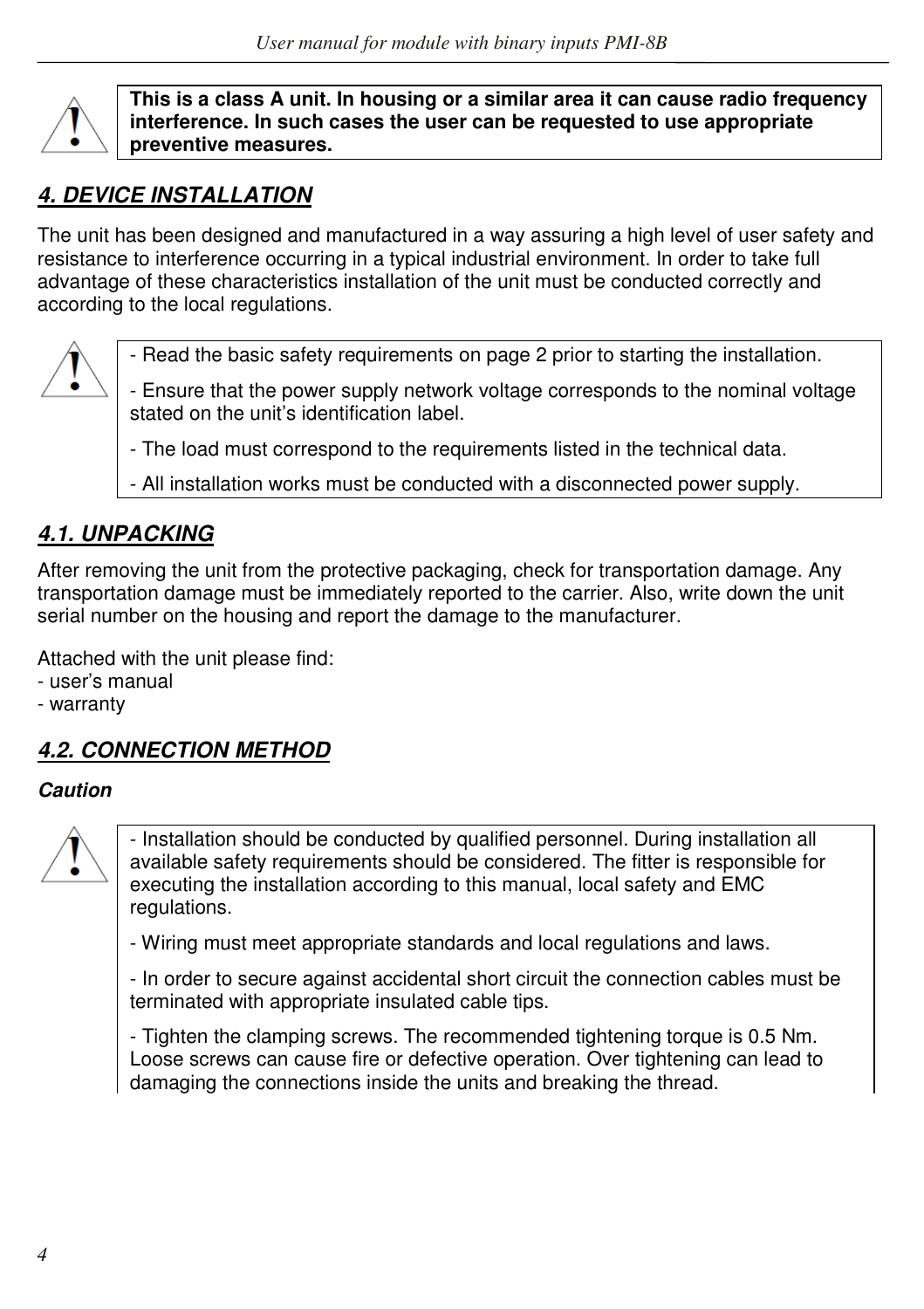**This is a class A unit. In housing or a similar area it can cause radio frequency interference. In such cases the user can be requested to use appropriate preventive measures.**

## *4. DEVICE INSTALLATION*

The unit has been designed and manufactured in a way assuring a high level of user safety and resistance to interference occurring in a typical industrial environment. In order to take full advantage of these characteristics installation of the unit must be conducted correctly and according to the local regulations.

- Read the basic safety requirements on page 2 prior to starting the installation.
- Ensure that the power supply network voltage corresponds to the nominal voltage stated on the unit's identification label.
- The load must correspond to the requirements listed in the technical data.
- All installation works must be conducted with a disconnected power supply.

### *4.1. UNPACKING*

After removing the unit from the protective packaging, check for transportation damage. Any transportation damage must be immediately reported to the carrier. Also, write down the unit serial number on the housing and report the damage to the manufacturer.

Attached with the unit please find:
- user's manual
- warranty

### *4.2. CONNECTION METHOD*

***Caution***

- Installation should be conducted by qualified personnel. During installation all available safety requirements should be considered. The fitter is responsible for executing the installation according to this manual, local safety and EMC regulations.
- Wiring must meet appropriate standards and local regulations and laws.
- In order to secure against accidental short circuit the connection cables must be terminated with appropriate insulated cable tips.
- Tighten the clamping screws. The recommended tightening torque is 0.5 Nm. Loose screws can cause fire or defective operation. Over tightening can lead to damaging the connections inside the units and breaking the thread.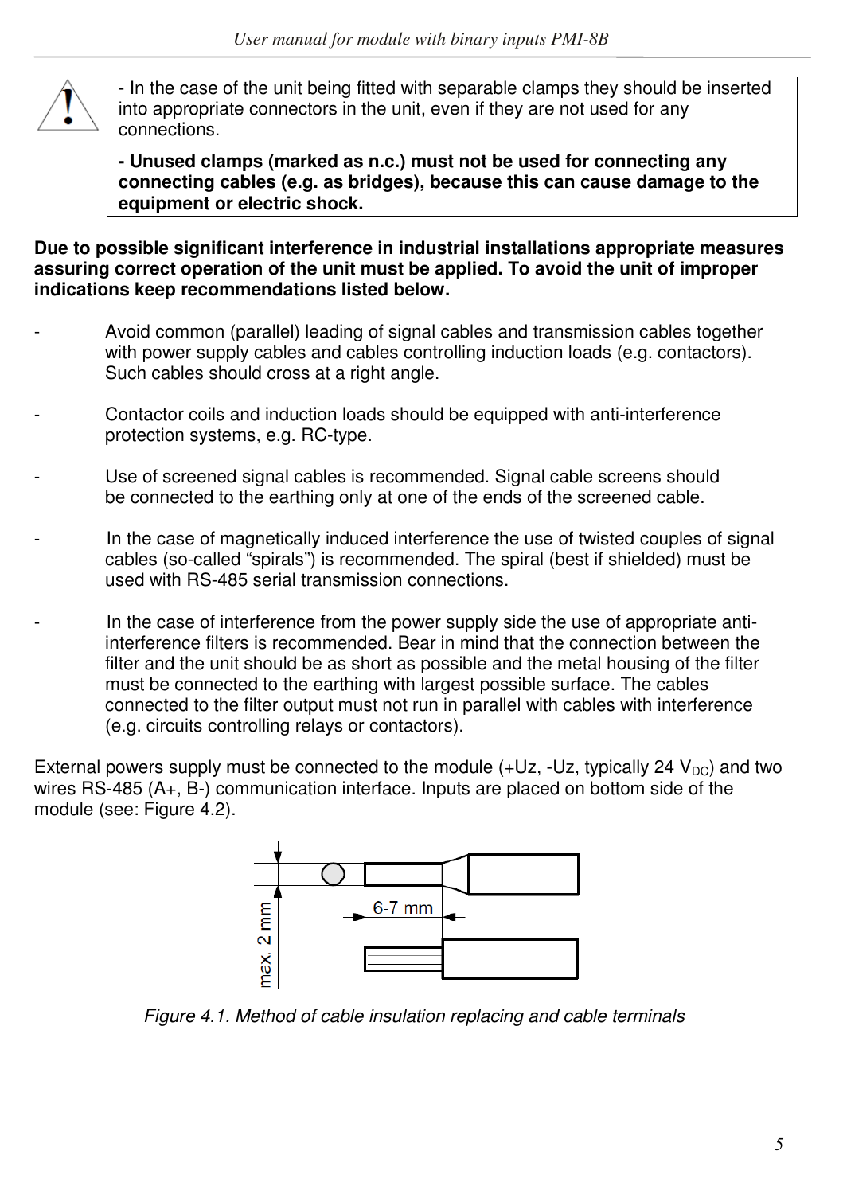- In the case of the unit being fitted with separable clamps they should be inserted into appropriate connectors in the unit, even if they are not used for any connections.

**- Unused clamps (marked as n.c.) must not be used for connecting any connecting cables (e.g. as bridges), because this can cause damage to the equipment or electric shock.**

**Due to possible significant interference in industrial installations appropriate measures assuring correct operation of the unit must be applied. To avoid the unit of improper indications keep recommendations listed below.**

- Avoid common (parallel) leading of signal cables and transmission cables together with power supply cables and cables controlling induction loads (e.g. contactors). Such cables should cross at a right angle.

- Contactor coils and induction loads should be equipped with anti-interference protection systems, e.g. RC-type.

- Use of screened signal cables is recommended. Signal cable screens should be connected to the earthing only at one of the ends of the screened cable.

- In the case of magnetically induced interference the use of twisted couples of signal cables (so-called "spirals") is recommended. The spiral (best if shielded) must be used with RS-485 serial transmission connections.

- In the case of interference from the power supply side the use of appropriate anti-interference filters is recommended. Bear in mind that the connection between the filter and the unit should be as short as possible and the metal housing of the filter must be connected to the earthing with largest possible surface. The cables connected to the filter output must not run in parallel with cables with interference (e.g. circuits controlling relays or contactors).

External powers supply must be connected to the module (+Uz, -Uz, typically 24 $V_{DC}$) and two wires RS-485 (A+, B-) communication interface. Inputs are placed on bottom side of the module (see: Figure 4.2).

max. 2 mm

6-7 mm

*Figure 4.1. Method of cable insulation replacing and cable terminals*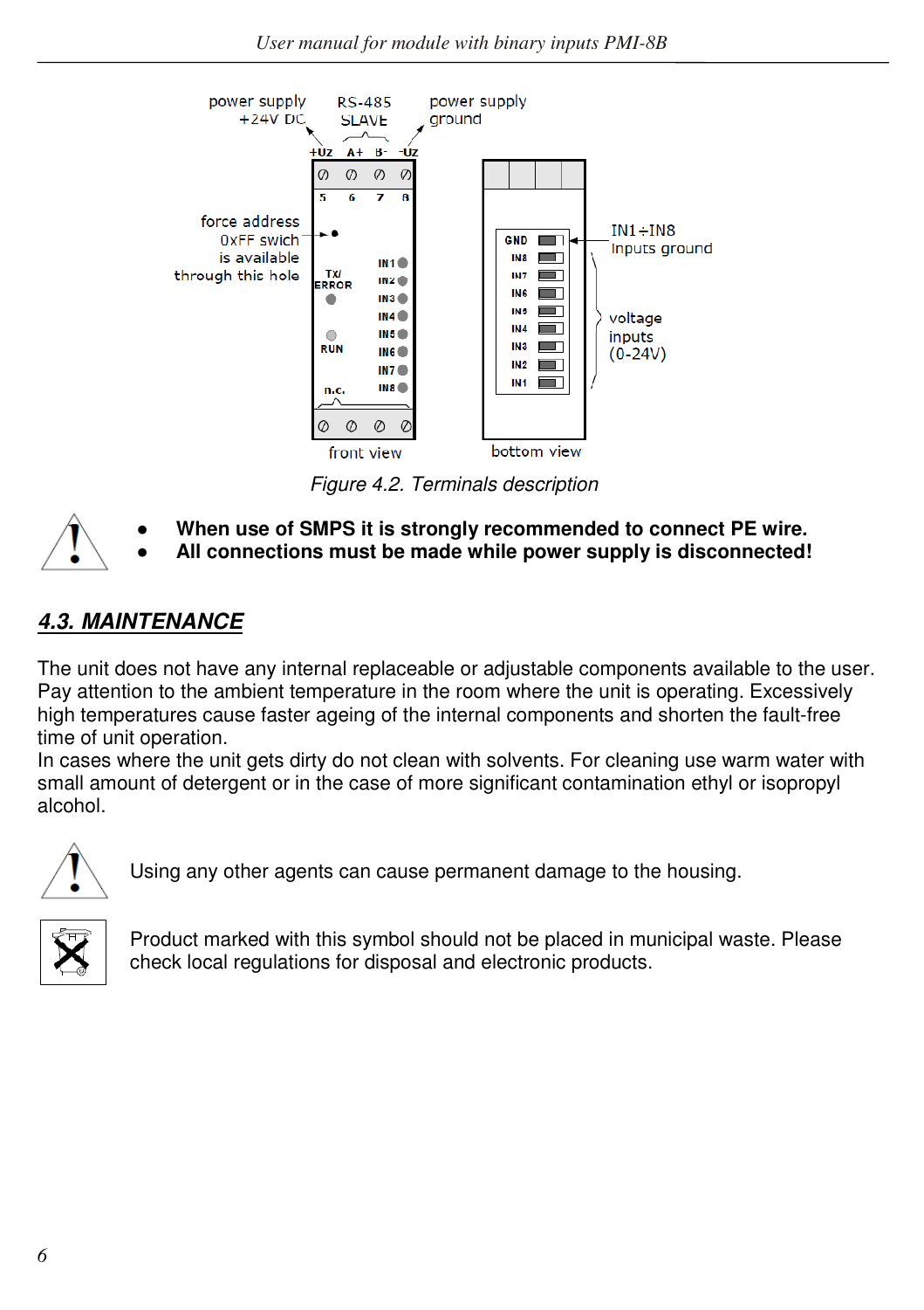Figure 4.2. Terminals description

- **When use of SMPS it is strongly recommended to connect PE wire.**
- **All connections must be made while power supply is disconnected!**

## *4.3. MAINTENANCE*

The unit does not have any internal replaceable or adjustable components available to the user. Pay attention to the ambient temperature in the room where the unit is operating. Excessively high temperatures cause faster ageing of the internal components and shorten the fault-free time of unit operation.
In cases where the unit gets dirty do not clean with solvents. For cleaning use warm water with small amount of detergent or in the case of more significant contamination ethyl or isopropyl alcohol.

Using any other agents can cause permanent damage to the housing.

Product marked with this symbol should not be placed in municipal waste. Please check local regulations for disposal and electronic products.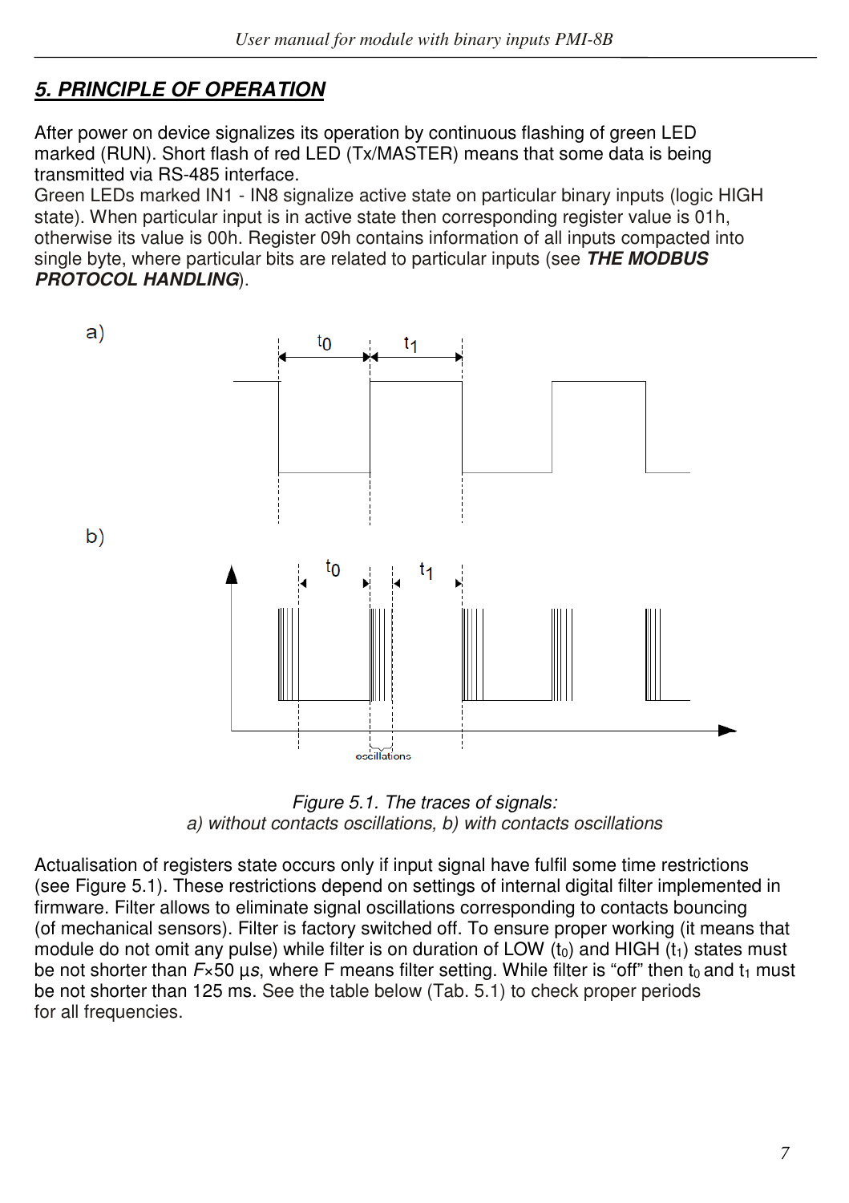## *5. PRINCIPLE OF OPERATION*

After power on device signalizes its operation by continuous flashing of green LED marked (RUN). Short flash of red LED (Tx/MASTER) means that some data is being transmitted via RS-485 interface.
Green LEDs marked IN1 - IN8 signalize active state on particular binary inputs (logic HIGH state). When particular input is in active state then corresponding register value is 01h, otherwise its value is 00h. Register 09h contains information of all inputs compacted into single byte, where particular bits are related to particular inputs (see ***THE MODBUS PROTOCOL HANDLING***).

*Figure 5.1. The traces of signals:*
*a) without contacts oscillations, b) with contacts oscillations*

Actualisation of registers state occurs only if input signal have fulfil some time restrictions (see Figure 5.1). These restrictions depend on settings of internal digital filter implemented in firmware. Filter allows to eliminate signal oscillations corresponding to contacts bouncing (of mechanical sensors). Filter is factory switched off. To ensure proper working (it means that module do not omit any pulse) while filter is on duration of LOW ($t_0$) and HIGH ($t_1$) states must be not shorter than $F \times 50\ \mu s$, where F means filter setting. While filter is "off" then $t_0$ and $t_1$ must be not shorter than 125 ms. See the table below (Tab. 5.1) to check proper periods for all frequencies.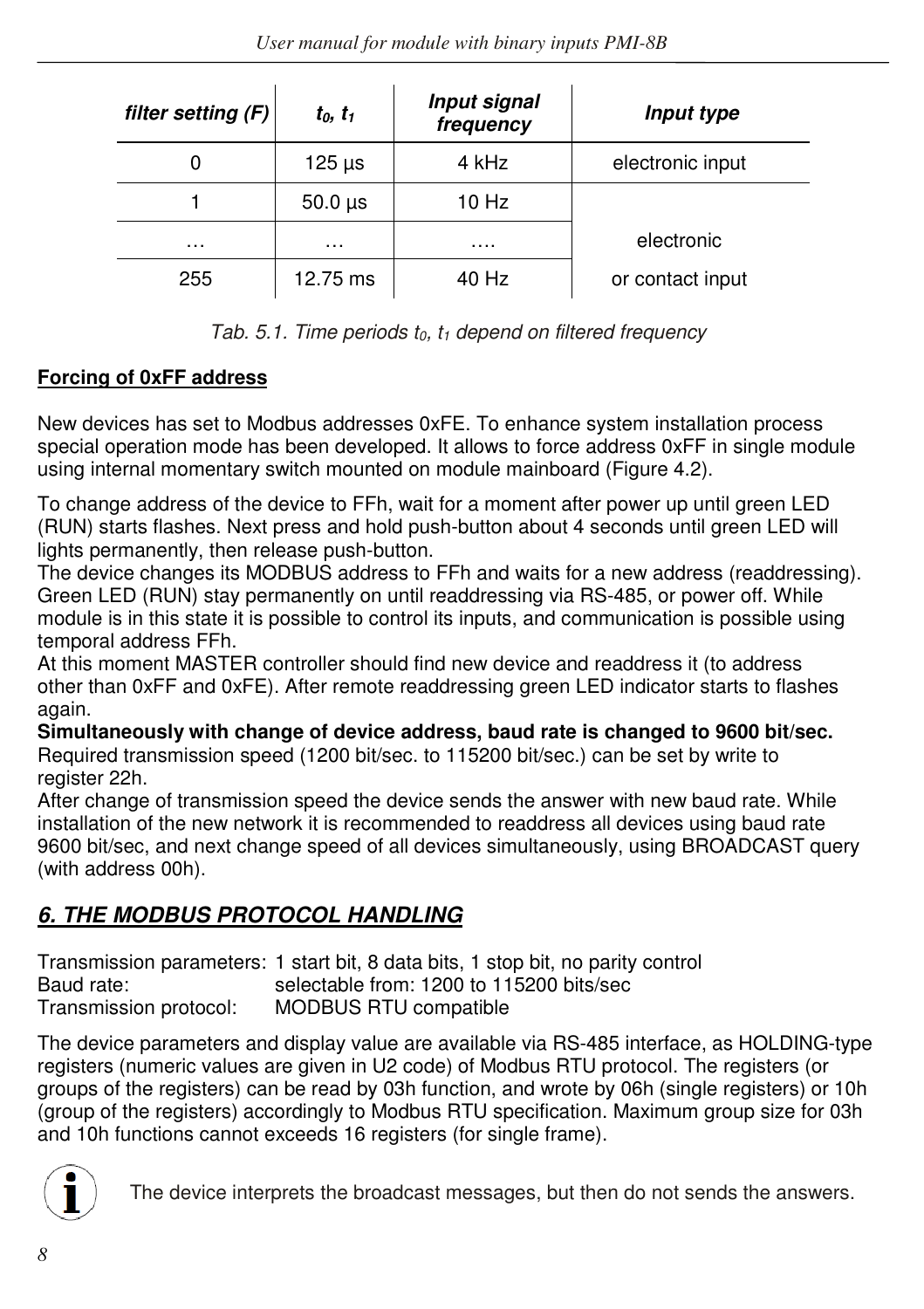| filter setting (F) | $t_0$, $t_1$ | Input signal frequency | Input type |
|---|---|---|---|
| 0 | 125 µs | 4 kHz | electronic input |
| 1 | 50.0 µs | 10 Hz | electronic or contact input |
| … | … | …. | |
| 255 | 12.75 ms | 40 Hz | |

*Tab. 5.1. Time periods $t_0$, $t_1$ depend on filtered frequency*

**Forcing of 0xFF address**

New devices has set to Modbus addresses 0xFE. To enhance system installation process special operation mode has been developed. It allows to force address 0xFF in single module using internal momentary switch mounted on module mainboard (Figure 4.2).

To change address of the device to FFh, wait for a moment after power up until green LED (RUN) starts flashes. Next press and hold push-button about 4 seconds until green LED will lights permanently, then release push-button.
The device changes its MODBUS address to FFh and waits for a new address (readdressing). Green LED (RUN) stay permanently on until readdressing via RS-485, or power off. While module is in this state it is possible to control its inputs, and communication is possible using temporal address FFh.
At this moment MASTER controller should find new device and readdress it (to address other than 0xFF and 0xFE). After remote readdressing green LED indicator starts to flashes again.
**Simultaneously with change of device address, baud rate is changed to 9600 bit/sec.**
Required transmission speed (1200 bit/sec. to 115200 bit/sec.) can be set by write to register 22h.
After change of transmission speed the device sends the answer with new baud rate. While installation of the new network it is recommended to readdress all devices using baud rate 9600 bit/sec, and next change speed of all devices simultaneously, using BROADCAST query (with address 00h).

## *6. THE MODBUS PROTOCOL HANDLING*

Transmission parameters: 1 start bit, 8 data bits, 1 stop bit, no parity control
Baud rate: selectable from: 1200 to 115200 bits/sec
Transmission protocol: MODBUS RTU compatible

The device parameters and display value are available via RS-485 interface, as HOLDING-type registers (numeric values are given in U2 code) of Modbus RTU protocol. The registers (or groups of the registers) can be read by 03h function, and wrote by 06h (single registers) or 10h (group of the registers) accordingly to Modbus RTU specification. Maximum group size for 03h and 10h functions cannot exceeds 16 registers (for single frame).

The device interprets the broadcast messages, but then do not sends the answers.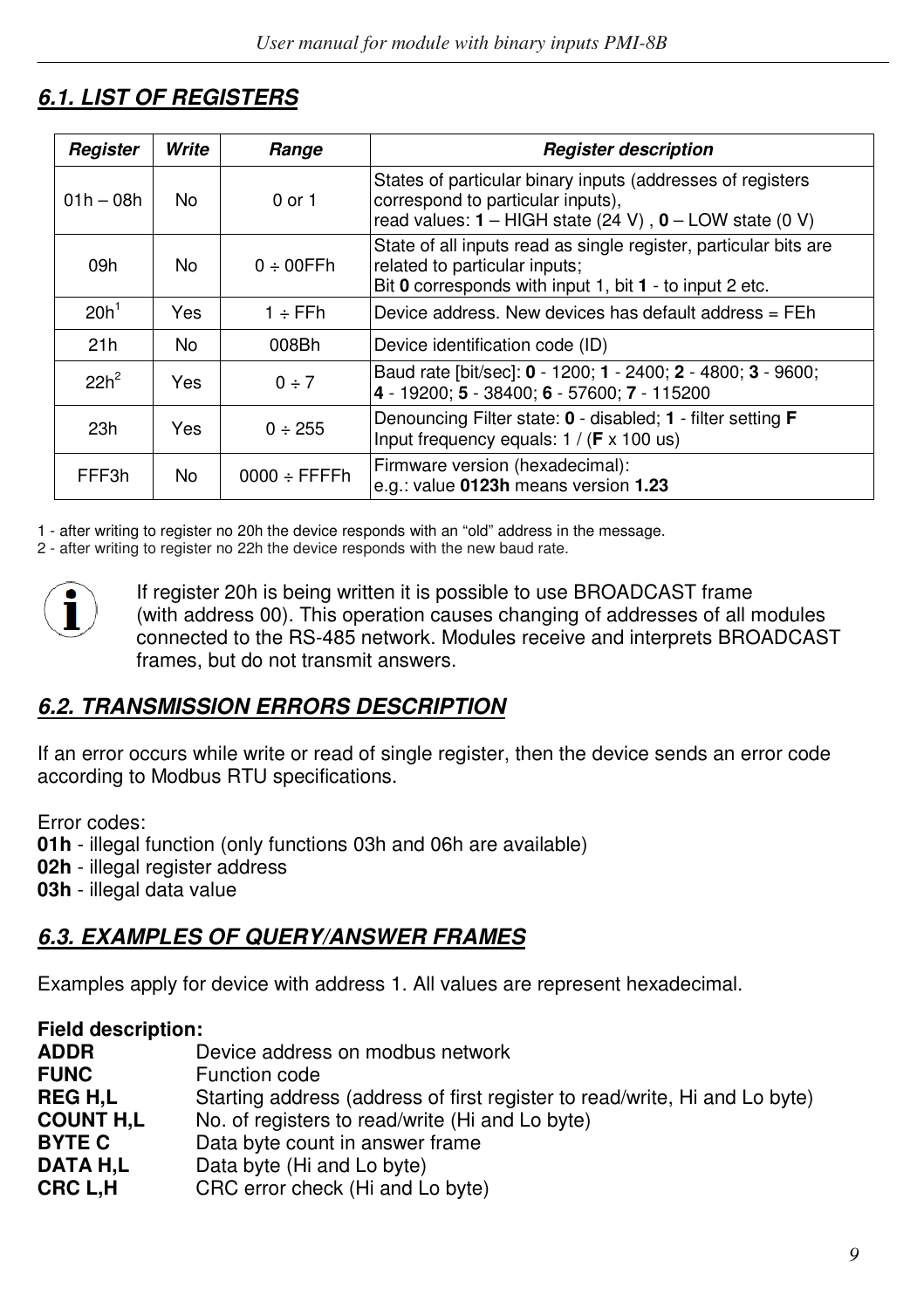## *6.1. LIST OF REGISTERS*

| *Register* | *Write* | *Range* | *Register description* |
|---|---|---|---|
| 01h – 08h | No | 0 or 1 | States of particular binary inputs (addresses of registers correspond to particular inputs), read values: **1** – HIGH state (24 V) , **0** – LOW state (0 V) |
| 09h | No | 0 ÷ 00FFh | State of all inputs read as single register, particular bits are related to particular inputs; Bit **0** corresponds with input 1, bit **1** - to input 2 etc. |
| 20h[1] | Yes | 1 ÷ FFh | Device address. New devices has default address = FEh |
| 21h | No | 008Bh | Device identification code (ID) |
| 22h[2] | Yes | 0 ÷ 7 | Baud rate [bit/sec]: **0** - 1200; **1** - 2400; **2** - 4800; **3** - 9600; **4** - 19200; **5** - 38400; **6** - 57600; **7** - 115200 |
| 23h | Yes | 0 ÷ 255 | Denouncing Filter state: **0** - disabled; **1** - filter setting **F** Input frequency equals: 1 / (**F** x 100 us) |
| FFF3h | No | 0000 ÷ FFFFh | Firmware version (hexadecimal): e.g.: value **0123h** means version **1.23** |

1 - after writing to register no 20h the device responds with an “old” address in the message.
2 - after writing to register no 22h the device responds with the new baud rate.

If register 20h is being written it is possible to use BROADCAST frame (with address 00). This operation causes changing of addresses of all modules connected to the RS-485 network. Modules receive and interprets BROADCAST frames, but do not transmit answers.

## *6.2. TRANSMISSION ERRORS DESCRIPTION*

If an error occurs while write or read of single register, then the device sends an error code according to Modbus RTU specifications.

Error codes:
**01h** - illegal function (only functions 03h and 06h are available)
**02h** - illegal register address
**03h** - illegal data value

## *6.3. EXAMPLES OF QUERY/ANSWER FRAMES*

Examples apply for device with address 1. All values are represent hexadecimal.

**Field description:**
**ADDR** Device address on modbus network
**FUNC** Function code
**REG H,L** Starting address (address of first register to read/write, Hi and Lo byte)
**COUNT H,L** No. of registers to read/write (Hi and Lo byte)
**BYTE C** Data byte count in answer frame
**DATA H,L** Data byte (Hi and Lo byte)
**CRC L,H** CRC error check (Hi and Lo byte)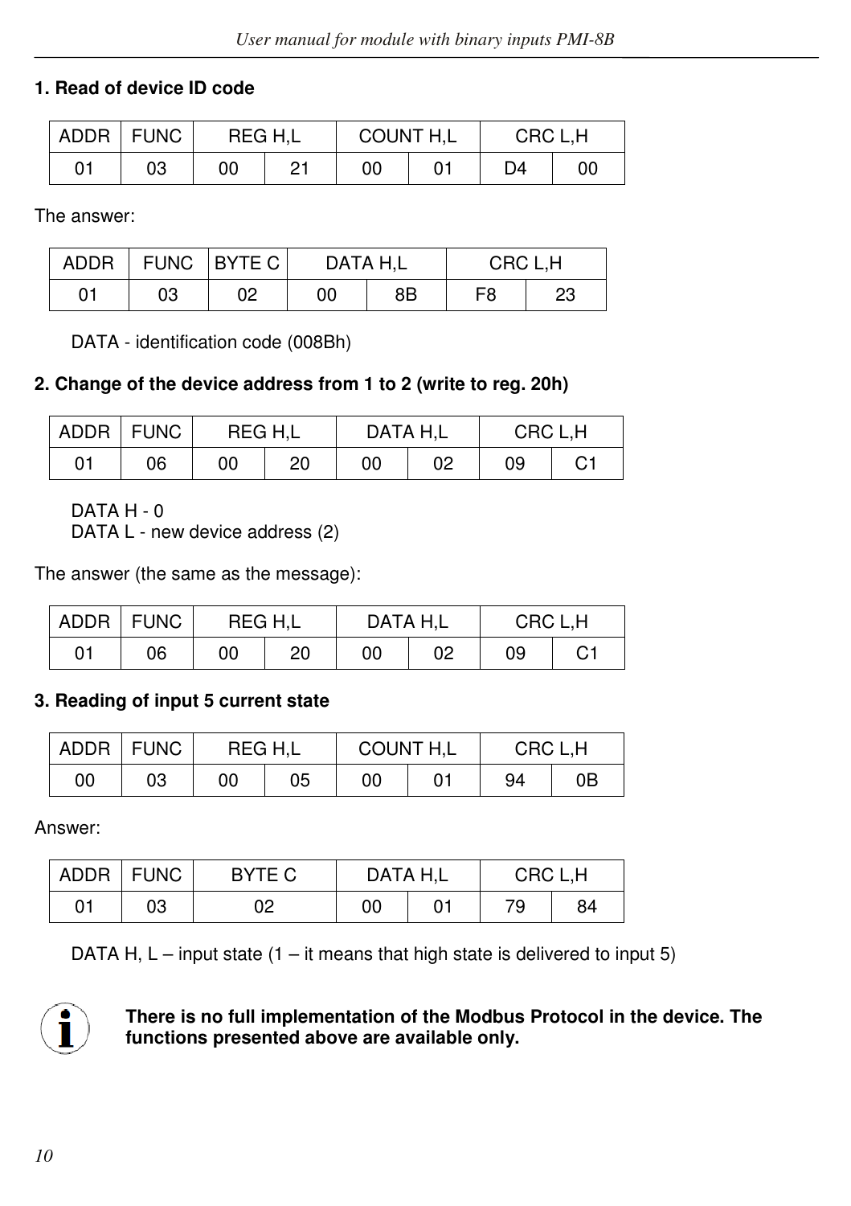**1. Read of device ID code**

| ADDR | FUNC | REG H,L | | COUNT H,L | | CRC L,H | |
|---|---|---|---|---|---|---|---|
| 01 | 03 | 00 | 21 | 00 | 01 | D4 | 00 |

The answer:

| ADDR | FUNC | BYTE C | DATA H,L | | CRC L,H | |
|---|---|---|---|---|---|---|
| 01 | 03 | 02 | 00 | 8B | F8 | 23 |

DATA - identification code (008Bh)

**2. Change of the device address from 1 to 2 (write to reg. 20h)**

| ADDR | FUNC | REG H,L | | DATA H,L | | CRC L,H | |
|---|---|---|---|---|---|---|---|
| 01 | 06 | 00 | 20 | 00 | 02 | 09 | C1 |

DATA H - 0
DATA L - new device address (2)

The answer (the same as the message):

| ADDR | FUNC | REG H,L | | DATA H,L | | CRC L,H | |
|---|---|---|---|---|---|---|---|
| 01 | 06 | 00 | 20 | 00 | 02 | 09 | C1 |

**3. Reading of input 5 current state**

| ADDR | FUNC | REG H,L | | COUNT H,L | | CRC L,H | |
|---|---|---|---|---|---|---|---|
| 00 | 03 | 00 | 05 | 00 | 01 | 94 | 0B |

Answer:

| ADDR | FUNC | BYTE C | DATA H,L | | CRC L,H | |
|---|---|---|---|---|---|---|
| 01 | 03 | 02 | 00 | 01 | 79 | 84 |

DATA H, L – input state (1 – it means that high state is delivered to input 5)

**There is no full implementation of the Modbus Protocol in the device. The functions presented above are available only.**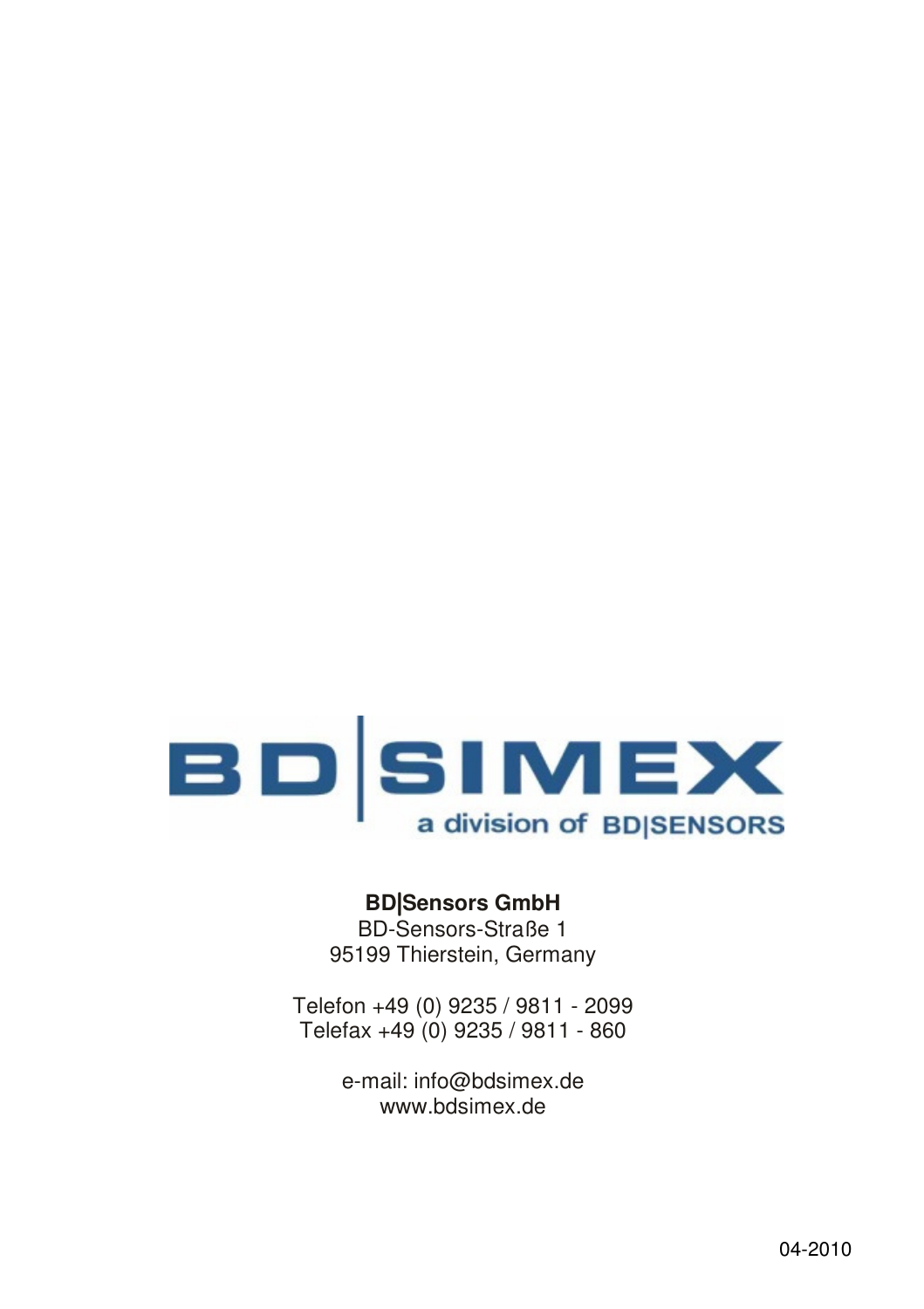BD|SIMEX

a division of BD|SENSORS

**BD|Sensors GmbH**
BD-Sensors-Straße 1
95199 Thierstein, Germany

Telefon +49 (0) 9235 / 9811 - 2099
Telefax +49 (0) 9235 / 9811 - 860

e-mail: info@bdsimex.de
www.bdsimex.de

04-2010